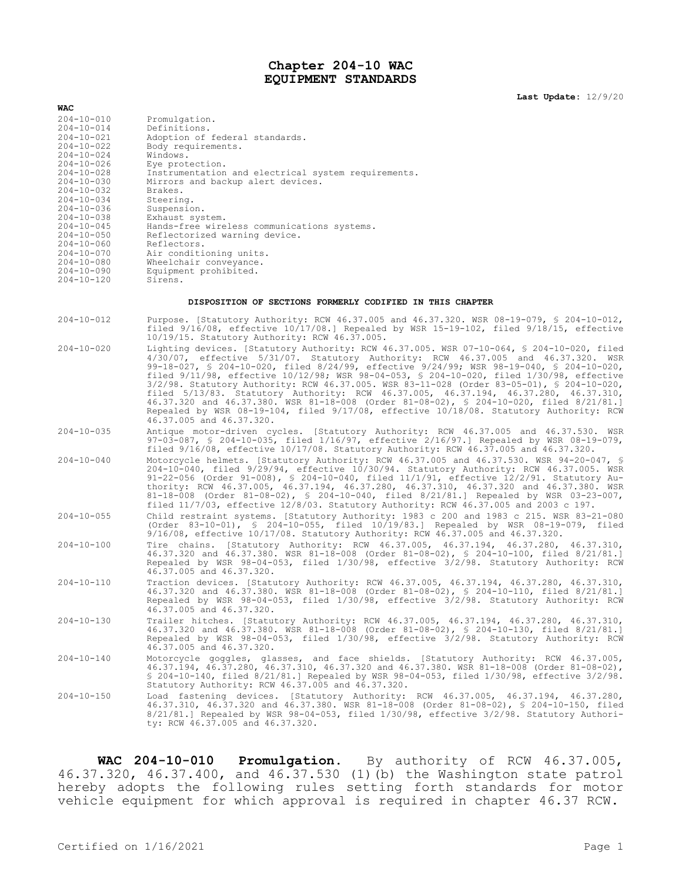# Chapter 204-10 WAC
# EQUIPMENT STANDARDS

**Last Update:** 12/9/20

**WAC**

| | |
|---|---|
| 204-10-010 | Promulgation. |
| 204-10-014 | Definitions. |
| 204-10-021 | Adoption of federal standards. |
| 204-10-022 | Body requirements. |
| 204-10-024 | Windows. |
| 204-10-026 | Eye protection. |
| 204-10-028 | Instrumentation and electrical system requirements. |
| 204-10-030 | Mirrors and backup alert devices. |
| 204-10-032 | Brakes. |
| 204-10-034 | Steering. |
| 204-10-036 | Suspension. |
| 204-10-038 | Exhaust system. |
| 204-10-045 | Hands-free wireless communications systems. |
| 204-10-050 | Reflectorized warning device. |
| 204-10-060 | Reflectors. |
| 204-10-070 | Air conditioning units. |
| 204-10-080 | Wheelchair conveyance. |
| 204-10-090 | Equipment prohibited. |
| 204-10-120 | Sirens. |

**DISPOSITION OF SECTIONS FORMERLY CODIFIED IN THIS CHAPTER**

| | |
|---|---|
| 204-10-012 | Purpose. [Statutory Authority: RCW 46.37.005 and 46.37.320. WSR 08-19-079, § 204-10-012, filed 9/16/08, effective 10/17/08.] Repealed by WSR 15-19-102, filed 9/18/15, effective 10/19/15. Statutory Authority: RCW 46.37.005. |
| 204-10-020 | Lighting devices. [Statutory Authority: RCW 46.37.005. WSR 07-10-064, § 204-10-020, filed 4/30/07, effective 5/31/07. Statutory Authority: RCW 46.37.005 and 46.37.320. WSR 99-18-027, § 204-10-020, filed 8/24/99, effective 9/24/99; WSR 98-19-040, § 204-10-020, filed 9/11/98, effective 10/12/98; WSR 98-04-053, § 204-10-020, filed 1/30/98, effective 3/2/98. Statutory Authority: RCW 46.37.005. WSR 83-11-028 (Order 83-05-01), § 204-10-020, filed 5/13/83. Statutory Authority: RCW 46.37.005, 46.37.194, 46.37.280, 46.37.310, 46.37.320 and 46.37.380. WSR 81-18-008 (Order 81-08-02), § 204-10-020, filed 8/21/81.] Repealed by WSR 08-19-104, filed 9/17/08, effective 10/18/08. Statutory Authority: RCW 46.37.005 and 46.37.320. |
| 204-10-035 | Antique motor-driven cycles. [Statutory Authority: RCW 46.37.005 and 46.37.530. WSR 97-03-087, § 204-10-035, filed 1/16/97, effective 2/16/97.] Repealed by WSR 08-19-079, filed 9/16/08, effective 10/17/08. Statutory Authority: RCW 46.37.005 and 46.37.320. |
| 204-10-040 | Motorcycle helmets. [Statutory Authority: RCW 46.37.005 and 46.37.530. WSR 94-20-047, § 204-10-040, filed 9/29/94, effective 10/30/94. Statutory Authority: RCW 46.37.005. WSR 91-22-056 (Order 91-008), § 204-10-040, filed 11/1/91, effective 12/2/91. Statutory Authority: RCW 46.37.005, 46.37.194, 46.37.280, 46.37.310, 46.37.320 and 46.37.380. WSR 81-18-008 (Order 81-08-02), § 204-10-040, filed 8/21/81.] Repealed by WSR 03-23-007, filed 11/7/03, effective 12/8/03. Statutory Authority: RCW 46.37.005 and 2003 c 197. |
| 204-10-055 | Child restraint systems. [Statutory Authority: 1983 c 200 and 1983 c 215. WSR 83-21-080 (Order 83-10-01), § 204-10-055, filed 10/19/83.] Repealed by WSR 08-19-079, filed 9/16/08, effective 10/17/08. Statutory Authority: RCW 46.37.005 and 46.37.320. |
| 204-10-100 | Tire chains. [Statutory Authority: RCW 46.37.005, 46.37.194, 46.37.280, 46.37.310, 46.37.320 and 46.37.380. WSR 81-18-008 (Order 81-08-02), § 204-10-100, filed 8/21/81.] Repealed by WSR 98-04-053, filed 1/30/98, effective 3/2/98. Statutory Authority: RCW 46.37.005 and 46.37.320. |
| 204-10-110 | Traction devices. [Statutory Authority: RCW 46.37.005, 46.37.194, 46.37.280, 46.37.310, 46.37.320 and 46.37.380. WSR 81-18-008 (Order 81-08-02), § 204-10-110, filed 8/21/81.] Repealed by WSR 98-04-053, filed 1/30/98, effective 3/2/98. Statutory Authority: RCW 46.37.005 and 46.37.320. |
| 204-10-130 | Trailer hitches. [Statutory Authority: RCW 46.37.005, 46.37.194, 46.37.280, 46.37.310, 46.37.320 and 46.37.380. WSR 81-18-008 (Order 81-08-02), § 204-10-130, filed 8/21/81.] Repealed by WSR 98-04-053, filed 1/30/98, effective 3/2/98. Statutory Authority: RCW 46.37.005 and 46.37.320. |
| 204-10-140 | Motorcycle goggles, glasses, and face shields. [Statutory Authority: RCW 46.37.005, 46.37.194, 46.37.280, 46.37.310, 46.37.320 and 46.37.380. WSR 81-18-008 (Order 81-08-02), § 204-10-140, filed 8/21/81.] Repealed by WSR 98-04-053, filed 1/30/98, effective 3/2/98. Statutory Authority: RCW 46.37.005 and 46.37.320. |
| 204-10-150 | Load fastening devices. [Statutory Authority: RCW 46.37.005, 46.37.194, 46.37.280, 46.37.310, 46.37.320 and 46.37.380. WSR 81-18-008 (Order 81-08-02), § 204-10-150, filed 8/21/81.] Repealed by WSR 98-04-053, filed 1/30/98, effective 3/2/98. Statutory Authority: RCW 46.37.005 and 46.37.320. |

**WAC 204-10-010 Promulgation.** By authority of RCW 46.37.005, 46.37.320, 46.37.400, and 46.37.530 (1)(b) the Washington state patrol hereby adopts the following rules setting forth standards for motor vehicle equipment for which approval is required in chapter 46.37 RCW.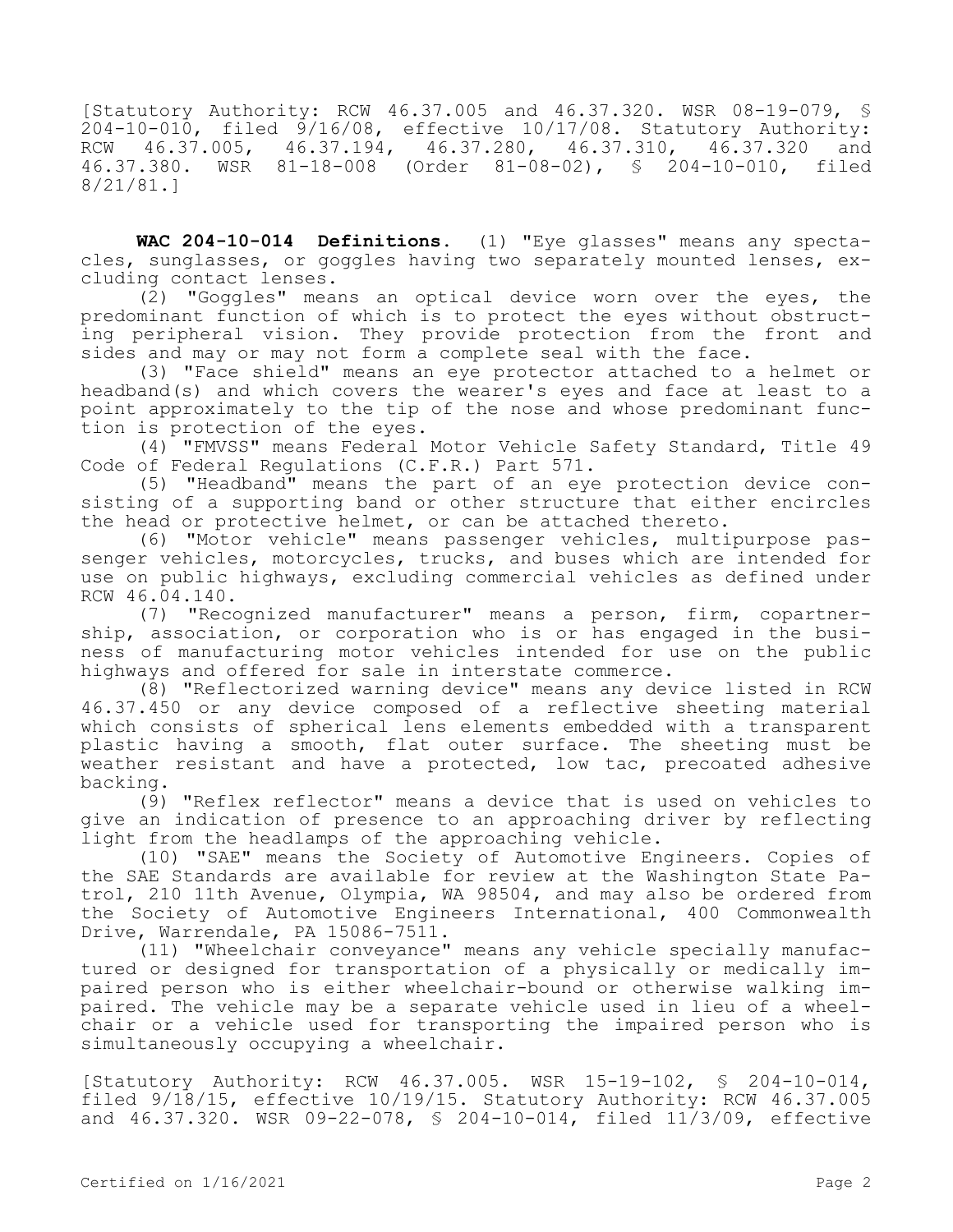[Statutory Authority: RCW 46.37.005 and 46.37.320. WSR 08-19-079, § 204-10-010, filed 9/16/08, effective 10/17/08. Statutory Authority: RCW 46.37.005, 46.37.194, 46.37.280, 46.37.310, 46.37.320 and 46.37.380. WSR 81-18-008 (Order 81-08-02), § 204-10-010, filed 8/21/81.]

**WAC 204-10-014 Definitions.** (1) "Eye glasses" means any spectacles, sunglasses, or goggles having two separately mounted lenses, excluding contact lenses.

(2) "Goggles" means an optical device worn over the eyes, the predominant function of which is to protect the eyes without obstructing peripheral vision. They provide protection from the front and sides and may or may not form a complete seal with the face.

(3) "Face shield" means an eye protector attached to a helmet or headband(s) and which covers the wearer's eyes and face at least to a point approximately to the tip of the nose and whose predominant function is protection of the eyes.

(4) "FMVSS" means Federal Motor Vehicle Safety Standard, Title 49 Code of Federal Regulations (C.F.R.) Part 571.

(5) "Headband" means the part of an eye protection device consisting of a supporting band or other structure that either encircles the head or protective helmet, or can be attached thereto.

(6) "Motor vehicle" means passenger vehicles, multipurpose passenger vehicles, motorcycles, trucks, and buses which are intended for use on public highways, excluding commercial vehicles as defined under RCW 46.04.140.

(7) "Recognized manufacturer" means a person, firm, copartnership, association, or corporation who is or has engaged in the business of manufacturing motor vehicles intended for use on the public highways and offered for sale in interstate commerce.

(8) "Reflectorized warning device" means any device listed in RCW 46.37.450 or any device composed of a reflective sheeting material which consists of spherical lens elements embedded with a transparent plastic having a smooth, flat outer surface. The sheeting must be weather resistant and have a protected, low tac, precoated adhesive backing.

(9) "Reflex reflector" means a device that is used on vehicles to give an indication of presence to an approaching driver by reflecting light from the headlamps of the approaching vehicle.

(10) "SAE" means the Society of Automotive Engineers. Copies of the SAE Standards are available for review at the Washington State Patrol, 210 11th Avenue, Olympia, WA 98504, and may also be ordered from the Society of Automotive Engineers International, 400 Commonwealth Drive, Warrendale, PA 15086-7511.

(11) "Wheelchair conveyance" means any vehicle specially manufactured or designed for transportation of a physically or medically impaired person who is either wheelchair-bound or otherwise walking impaired. The vehicle may be a separate vehicle used in lieu of a wheelchair or a vehicle used for transporting the impaired person who is simultaneously occupying a wheelchair.

[Statutory Authority: RCW 46.37.005. WSR 15-19-102, § 204-10-014, filed 9/18/15, effective 10/19/15. Statutory Authority: RCW 46.37.005 and 46.37.320. WSR 09-22-078, § 204-10-014, filed 11/3/09, effective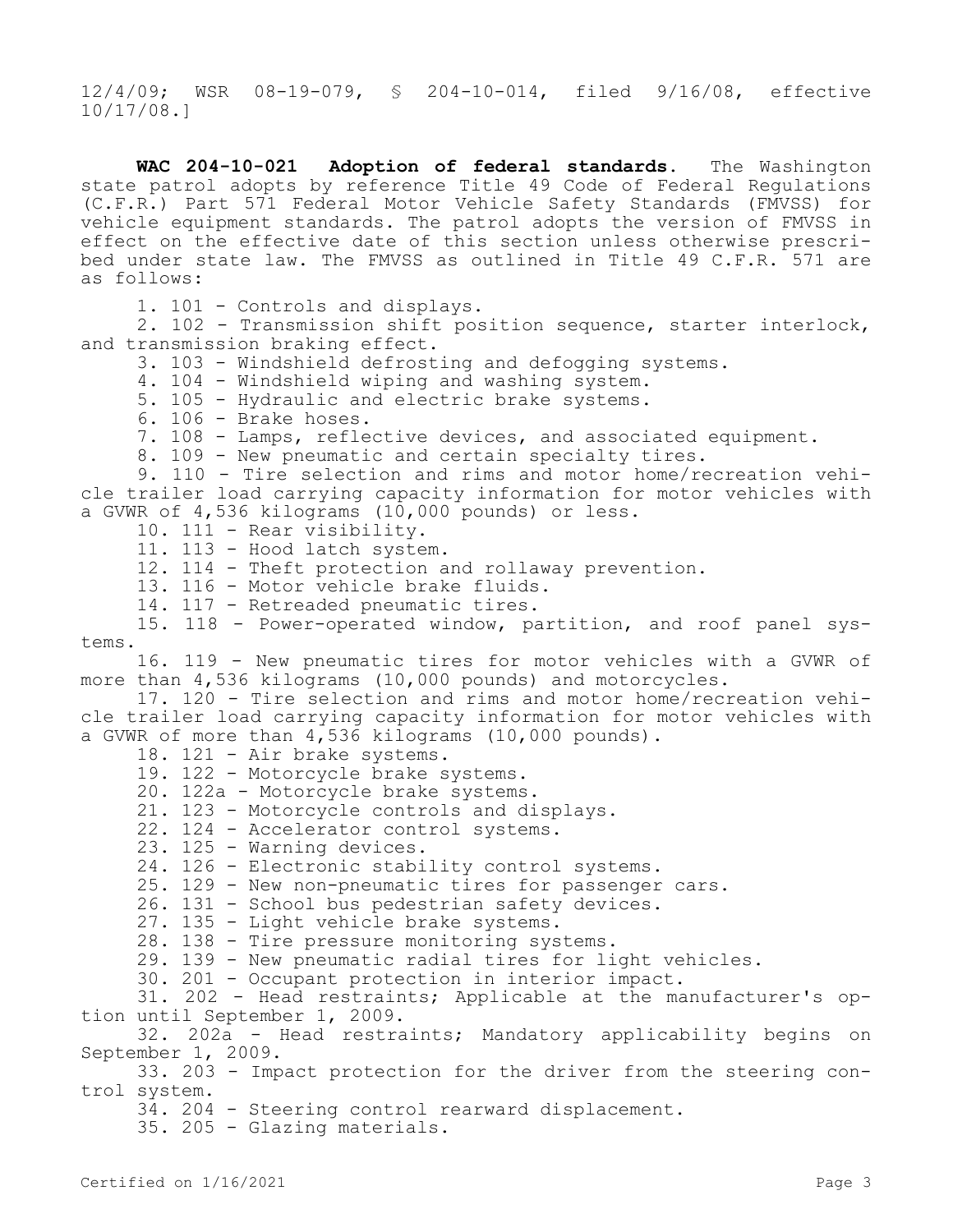12/4/09; WSR 08-19-079, § 204-10-014, filed 9/16/08, effective 10/17/08.]

**WAC 204-10-021 Adoption of federal standards.** The Washington state patrol adopts by reference Title 49 Code of Federal Regulations (C.F.R.) Part 571 Federal Motor Vehicle Safety Standards (FMVSS) for vehicle equipment standards. The patrol adopts the version of FMVSS in effect on the effective date of this section unless otherwise prescribed under state law. The FMVSS as outlined in Title 49 C.F.R. 571 are as follows:

1. 101 - Controls and displays.
2. 102 - Transmission shift position sequence, starter interlock, and transmission braking effect.
3. 103 - Windshield defrosting and defogging systems.
4. 104 - Windshield wiping and washing system.
5. 105 - Hydraulic and electric brake systems.
6. 106 - Brake hoses.
7. 108 - Lamps, reflective devices, and associated equipment.
8. 109 - New pneumatic and certain specialty tires.
9. 110 - Tire selection and rims and motor home/recreation vehicle trailer load carrying capacity information for motor vehicles with a GVWR of 4,536 kilograms (10,000 pounds) or less.
10. 111 - Rear visibility.
11. 113 - Hood latch system.
12. 114 - Theft protection and rollaway prevention.
13. 116 - Motor vehicle brake fluids.
14. 117 - Retreaded pneumatic tires.
15. 118 - Power-operated window, partition, and roof panel systems.
16. 119 - New pneumatic tires for motor vehicles with a GVWR of more than 4,536 kilograms (10,000 pounds) and motorcycles.
17. 120 - Tire selection and rims and motor home/recreation vehicle trailer load carrying capacity information for motor vehicles with a GVWR of more than 4,536 kilograms (10,000 pounds).
18. 121 - Air brake systems.
19. 122 - Motorcycle brake systems.
20. 122a - Motorcycle brake systems.
21. 123 - Motorcycle controls and displays.
22. 124 - Accelerator control systems.
23. 125 - Warning devices.
24. 126 - Electronic stability control systems.
25. 129 - New non-pneumatic tires for passenger cars.
26. 131 - School bus pedestrian safety devices.
27. 135 - Light vehicle brake systems.
28. 138 - Tire pressure monitoring systems.
29. 139 - New pneumatic radial tires for light vehicles.
30. 201 - Occupant protection in interior impact.
31. 202 - Head restraints; Applicable at the manufacturer's option until September 1, 2009.
32. 202a - Head restraints; Mandatory applicability begins on September 1, 2009.
33. 203 - Impact protection for the driver from the steering control system.
34. 204 - Steering control rearward displacement.
35. 205 - Glazing materials.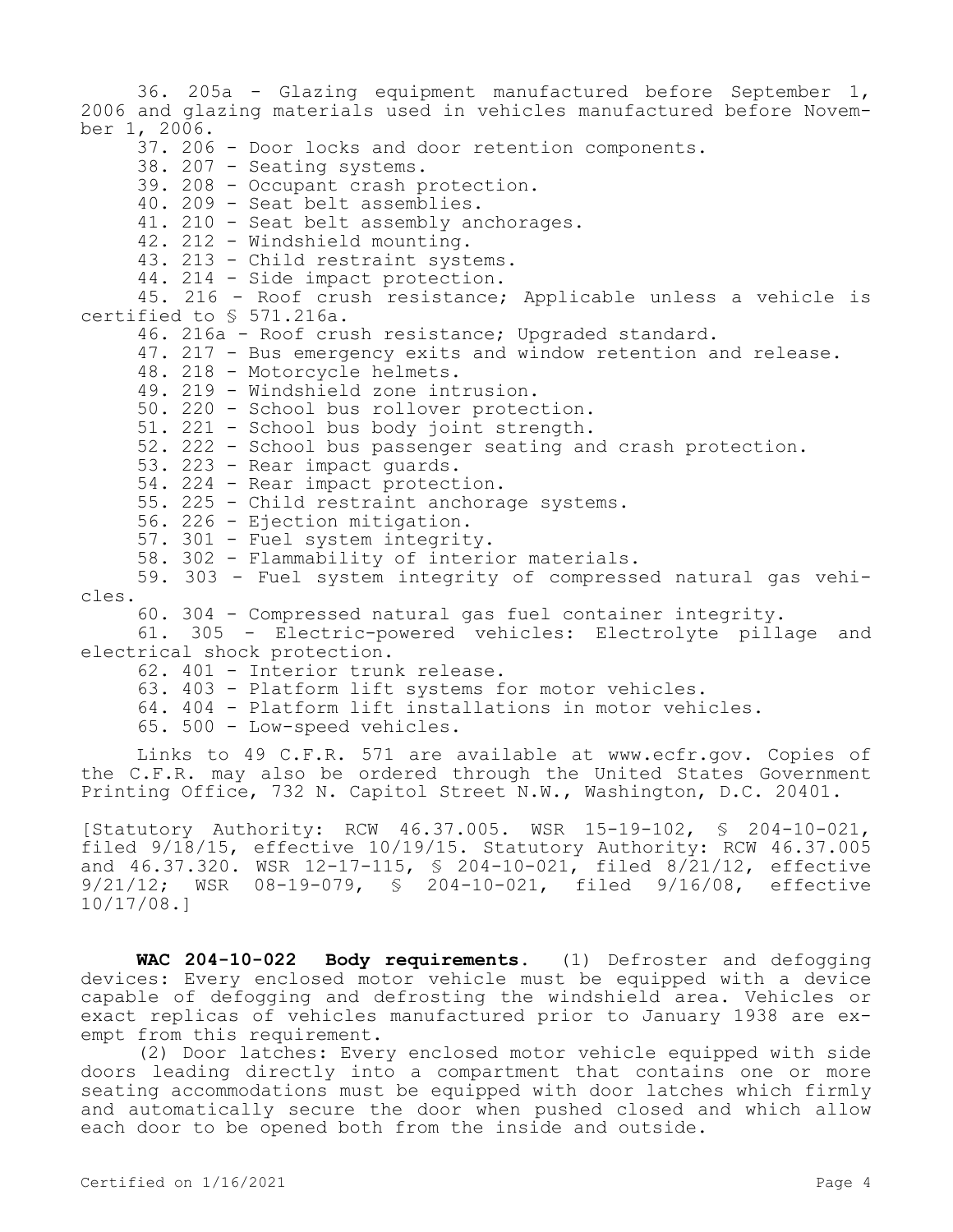36. 205a - Glazing equipment manufactured before September 1, 2006 and glazing materials used in vehicles manufactured before November 1, 2006.

37. 206 - Door locks and door retention components.

38. 207 - Seating systems.

39. 208 - Occupant crash protection.

40. 209 - Seat belt assemblies.

41. 210 - Seat belt assembly anchorages.

42. 212 - Windshield mounting.

43. 213 - Child restraint systems.

44. 214 - Side impact protection.

45. 216 - Roof crush resistance; Applicable unless a vehicle is certified to § 571.216a.

46. 216a - Roof crush resistance; Upgraded standard.

47. 217 - Bus emergency exits and window retention and release.

48. 218 - Motorcycle helmets.

49. 219 - Windshield zone intrusion.

50. 220 - School bus rollover protection.

51. 221 - School bus body joint strength.

52. 222 - School bus passenger seating and crash protection.

53. 223 - Rear impact guards.

54. 224 - Rear impact protection.

55. 225 - Child restraint anchorage systems.

56. 226 - Ejection mitigation.

57. 301 - Fuel system integrity.

58. 302 - Flammability of interior materials.

59. 303 - Fuel system integrity of compressed natural gas vehicles.

60. 304 - Compressed natural gas fuel container integrity.

61. 305 - Electric-powered vehicles: Electrolyte pillage and electrical shock protection.

62. 401 - Interior trunk release.

63. 403 - Platform lift systems for motor vehicles.

64. 404 - Platform lift installations in motor vehicles.

65. 500 - Low-speed vehicles.

Links to 49 C.F.R. 571 are available at www.ecfr.gov. Copies of the C.F.R. may also be ordered through the United States Government Printing Office, 732 N. Capitol Street N.W., Washington, D.C. 20401.

[Statutory Authority: RCW 46.37.005. WSR 15-19-102, § 204-10-021, filed 9/18/15, effective 10/19/15. Statutory Authority: RCW 46.37.005 and 46.37.320. WSR 12-17-115, § 204-10-021, filed 8/21/12, effective 9/21/12; WSR 08-19-079, § 204-10-021, filed 9/16/08, effective 10/17/08.]

**WAC 204-10-022 Body requirements.** (1) Defroster and defogging devices: Every enclosed motor vehicle must be equipped with a device capable of defogging and defrosting the windshield area. Vehicles or exact replicas of vehicles manufactured prior to January 1938 are exempt from this requirement.

(2) Door latches: Every enclosed motor vehicle equipped with side doors leading directly into a compartment that contains one or more seating accommodations must be equipped with door latches which firmly and automatically secure the door when pushed closed and which allow each door to be opened both from the inside and outside.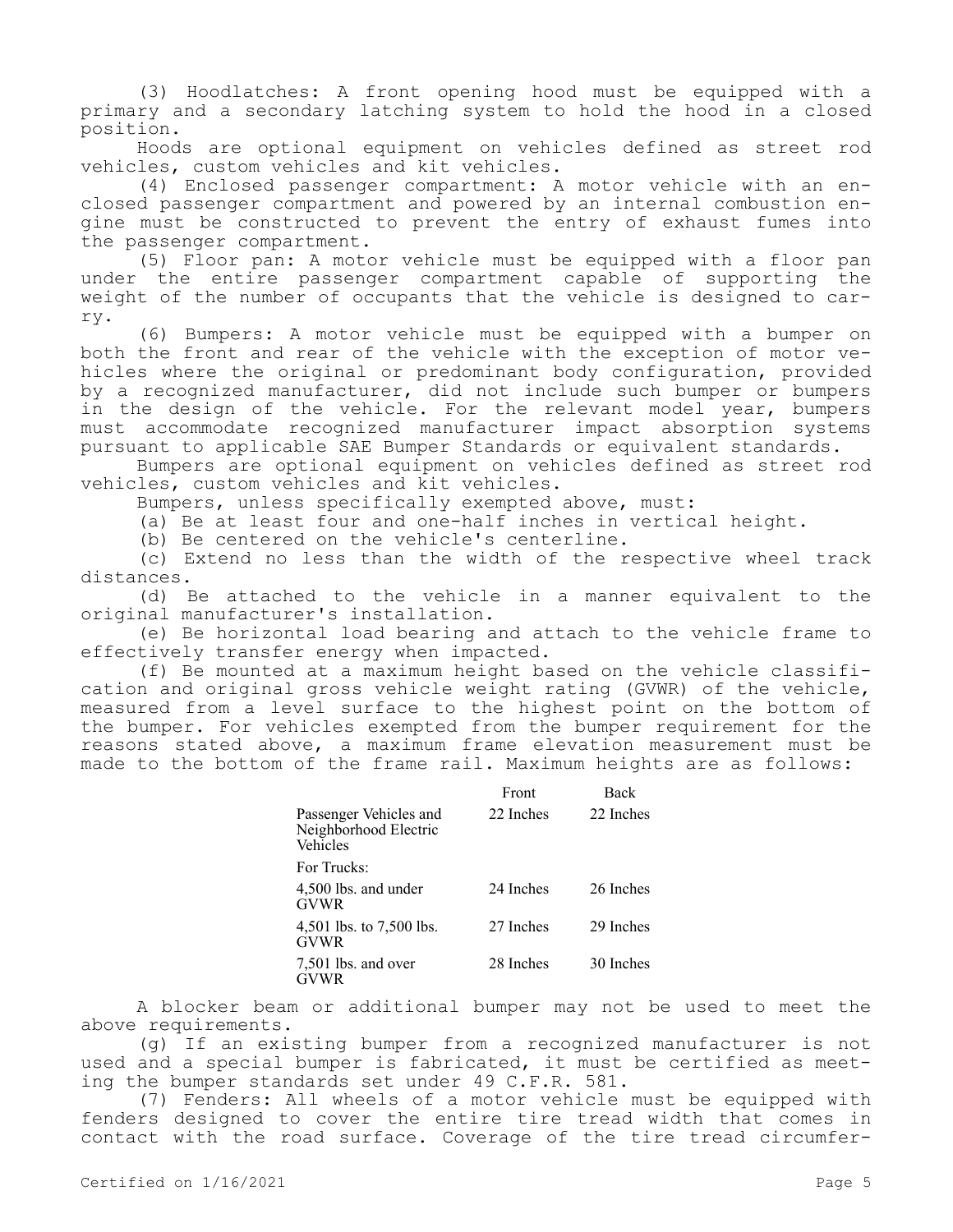(3) Hoodlatches: A front opening hood must be equipped with a primary and a secondary latching system to hold the hood in a closed position.

Hoods are optional equipment on vehicles defined as street rod vehicles, custom vehicles and kit vehicles.

(4) Enclosed passenger compartment: A motor vehicle with an enclosed passenger compartment and powered by an internal combustion engine must be constructed to prevent the entry of exhaust fumes into the passenger compartment.

(5) Floor pan: A motor vehicle must be equipped with a floor pan under the entire passenger compartment capable of supporting the weight of the number of occupants that the vehicle is designed to carry.

(6) Bumpers: A motor vehicle must be equipped with a bumper on both the front and rear of the vehicle with the exception of motor vehicles where the original or predominant body configuration, provided by a recognized manufacturer, did not include such bumper or bumpers in the design of the vehicle. For the relevant model year, bumpers must accommodate recognized manufacturer impact absorption systems pursuant to applicable SAE Bumper Standards or equivalent standards.

Bumpers are optional equipment on vehicles defined as street rod vehicles, custom vehicles and kit vehicles.

Bumpers, unless specifically exempted above, must:

(a) Be at least four and one-half inches in vertical height.

(b) Be centered on the vehicle's centerline.

(c) Extend no less than the width of the respective wheel track distances.

(d) Be attached to the vehicle in a manner equivalent to the original manufacturer's installation.

(e) Be horizontal load bearing and attach to the vehicle frame to effectively transfer energy when impacted.

(f) Be mounted at a maximum height based on the vehicle classification and original gross vehicle weight rating (GVWR) of the vehicle, measured from a level surface to the highest point on the bottom of the bumper. For vehicles exempted from the bumper requirement for the reasons stated above, a maximum frame elevation measurement must be made to the bottom of the frame rail. Maximum heights are as follows:

| | Front | Back |
|---|---|---|
| Passenger Vehicles and Neighborhood Electric Vehicles | 22 Inches | 22 Inches |
| For Trucks: | | |
| 4,500 lbs. and under GVWR | 24 Inches | 26 Inches |
| 4,501 lbs. to 7,500 lbs. GVWR | 27 Inches | 29 Inches |
| 7,501 lbs. and over GVWR | 28 Inches | 30 Inches |

A blocker beam or additional bumper may not be used to meet the above requirements.

(g) If an existing bumper from a recognized manufacturer is not used and a special bumper is fabricated, it must be certified as meeting the bumper standards set under 49 C.F.R. 581.

(7) Fenders: All wheels of a motor vehicle must be equipped with fenders designed to cover the entire tire tread width that comes in contact with the road surface. Coverage of the tire tread circumfer-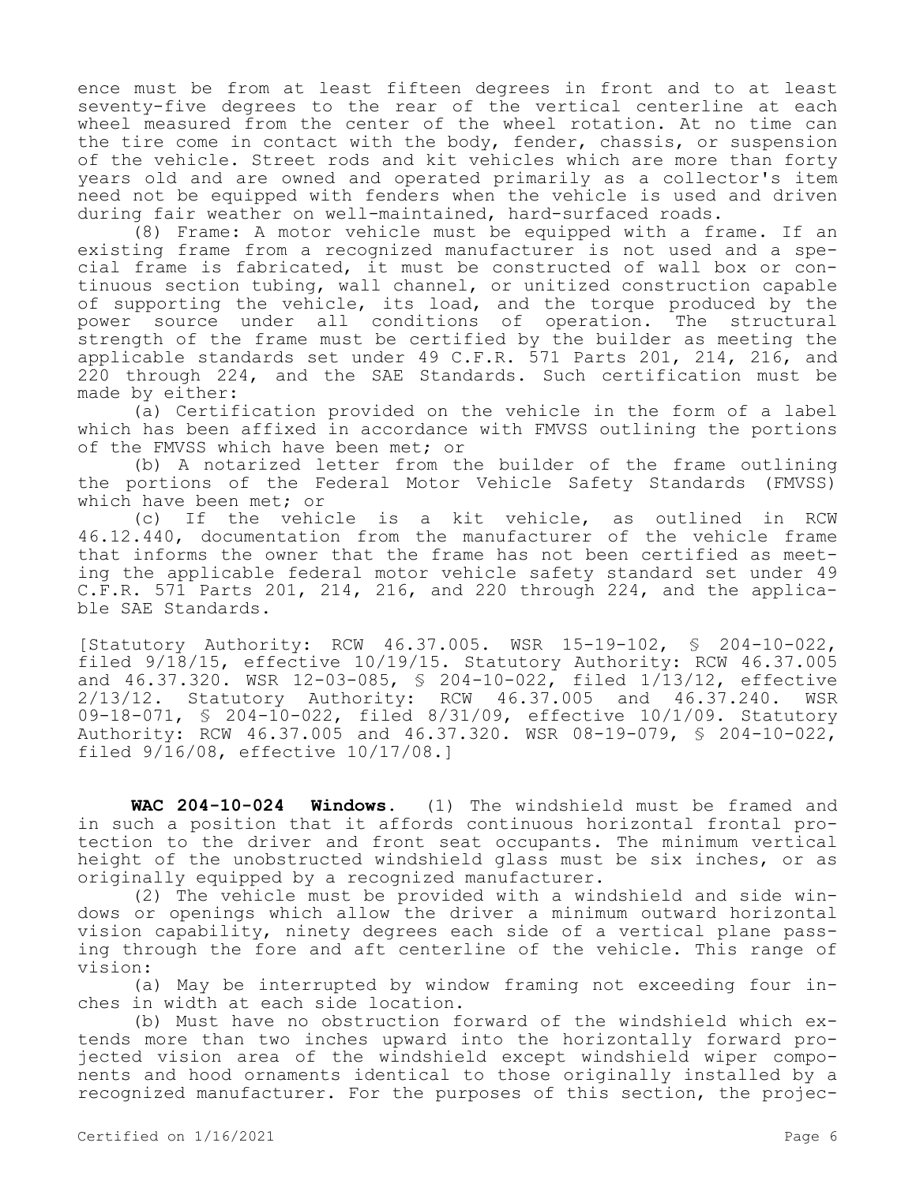ence must be from at least fifteen degrees in front and to at least seventy-five degrees to the rear of the vertical centerline at each wheel measured from the center of the wheel rotation. At no time can the tire come in contact with the body, fender, chassis, or suspension of the vehicle. Street rods and kit vehicles which are more than forty years old and are owned and operated primarily as a collector's item need not be equipped with fenders when the vehicle is used and driven during fair weather on well-maintained, hard-surfaced roads.

(8) Frame: A motor vehicle must be equipped with a frame. If an existing frame from a recognized manufacturer is not used and a special frame is fabricated, it must be constructed of wall box or continuous section tubing, wall channel, or unitized construction capable of supporting the vehicle, its load, and the torque produced by the power source under all conditions of operation. The structural strength of the frame must be certified by the builder as meeting the applicable standards set under 49 C.F.R. 571 Parts 201, 214, 216, and 220 through 224, and the SAE Standards. Such certification must be made by either:

(a) Certification provided on the vehicle in the form of a label which has been affixed in accordance with FMVSS outlining the portions of the FMVSS which have been met; or

(b) A notarized letter from the builder of the frame outlining the portions of the Federal Motor Vehicle Safety Standards (FMVSS) which have been met; or

(c) If the vehicle is a kit vehicle, as outlined in RCW 46.12.440, documentation from the manufacturer of the vehicle frame that informs the owner that the frame has not been certified as meeting the applicable federal motor vehicle safety standard set under 49 C.F.R. 571 Parts 201, 214, 216, and 220 through 224, and the applicable SAE Standards.

[Statutory Authority: RCW 46.37.005. WSR 15-19-102, § 204-10-022, filed 9/18/15, effective 10/19/15. Statutory Authority: RCW 46.37.005 and 46.37.320. WSR 12-03-085, § 204-10-022, filed 1/13/12, effective 2/13/12. Statutory Authority: RCW 46.37.005 and 46.37.240. WSR 09-18-071, § 204-10-022, filed 8/31/09, effective 10/1/09. Statutory Authority: RCW 46.37.005 and 46.37.320. WSR 08-19-079, § 204-10-022, filed 9/16/08, effective 10/17/08.]

**WAC 204-10-024 Windows.** (1) The windshield must be framed and in such a position that it affords continuous horizontal frontal protection to the driver and front seat occupants. The minimum vertical height of the unobstructed windshield glass must be six inches, or as originally equipped by a recognized manufacturer.

(2) The vehicle must be provided with a windshield and side windows or openings which allow the driver a minimum outward horizontal vision capability, ninety degrees each side of a vertical plane passing through the fore and aft centerline of the vehicle. This range of vision:

(a) May be interrupted by window framing not exceeding four inches in width at each side location.

(b) Must have no obstruction forward of the windshield which extends more than two inches upward into the horizontally forward projected vision area of the windshield except windshield wiper components and hood ornaments identical to those originally installed by a recognized manufacturer. For the purposes of this section, the projec-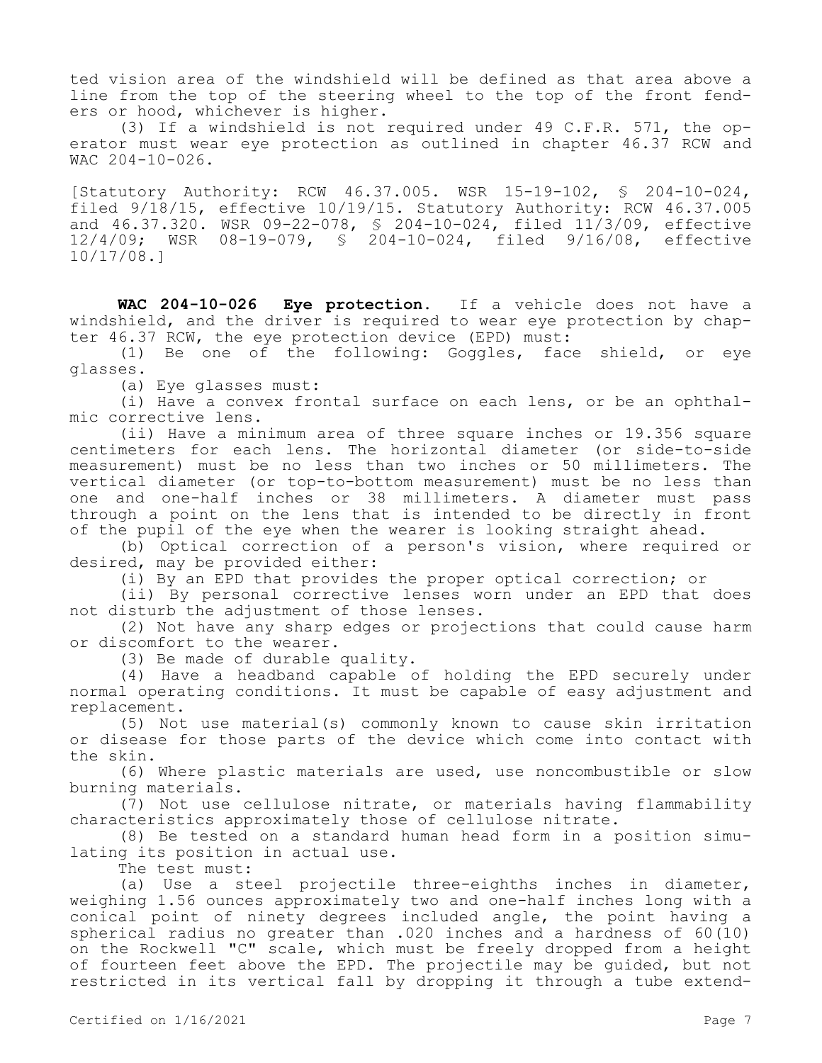ted vision area of the windshield will be defined as that area above a line from the top of the steering wheel to the top of the front fenders or hood, whichever is higher.

(3) If a windshield is not required under 49 C.F.R. 571, the operator must wear eye protection as outlined in chapter 46.37 RCW and WAC 204-10-026.

[Statutory Authority: RCW 46.37.005. WSR 15-19-102, § 204-10-024, filed 9/18/15, effective 10/19/15. Statutory Authority: RCW 46.37.005 and 46.37.320. WSR 09-22-078, § 204-10-024, filed 11/3/09, effective 12/4/09; WSR 08-19-079, § 204-10-024, filed 9/16/08, effective 10/17/08.]

**WAC 204-10-026 Eye protection.** If a vehicle does not have a windshield, and the driver is required to wear eye protection by chapter 46.37 RCW, the eye protection device (EPD) must:

(1) Be one of the following: Goggles, face shield, or eye glasses.

(a) Eye glasses must:

(i) Have a convex frontal surface on each lens, or be an ophthalmic corrective lens.

(ii) Have a minimum area of three square inches or 19.356 square centimeters for each lens. The horizontal diameter (or side-to-side measurement) must be no less than two inches or 50 millimeters. The vertical diameter (or top-to-bottom measurement) must be no less than one and one-half inches or 38 millimeters. A diameter must pass through a point on the lens that is intended to be directly in front of the pupil of the eye when the wearer is looking straight ahead.

(b) Optical correction of a person's vision, where required or desired, may be provided either:

(i) By an EPD that provides the proper optical correction; or

(ii) By personal corrective lenses worn under an EPD that does not disturb the adjustment of those lenses.

(2) Not have any sharp edges or projections that could cause harm or discomfort to the wearer.

(3) Be made of durable quality.

(4) Have a headband capable of holding the EPD securely under normal operating conditions. It must be capable of easy adjustment and replacement.

(5) Not use material(s) commonly known to cause skin irritation or disease for those parts of the device which come into contact with the skin.

(6) Where plastic materials are used, use noncombustible or slow burning materials.

(7) Not use cellulose nitrate, or materials having flammability characteristics approximately those of cellulose nitrate.

(8) Be tested on a standard human head form in a position simulating its position in actual use.

The test must:

(a) Use a steel projectile three-eighths inches in diameter, weighing 1.56 ounces approximately two and one-half inches long with a conical point of ninety degrees included angle, the point having a spherical radius no greater than .020 inches and a hardness of 60(10) on the Rockwell "C" scale, which must be freely dropped from a height of fourteen feet above the EPD. The projectile may be guided, but not restricted in its vertical fall by dropping it through a tube extend-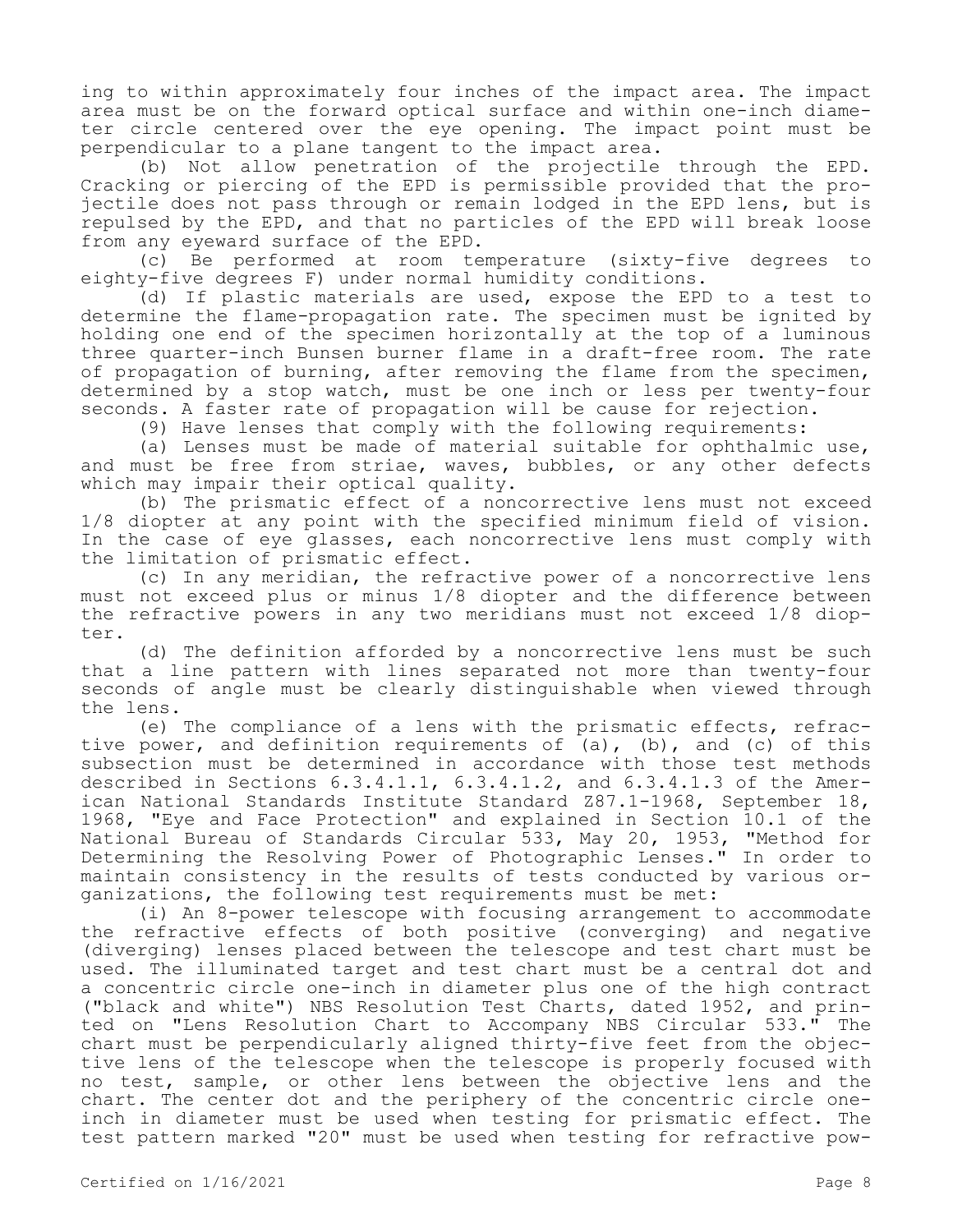ing to within approximately four inches of the impact area. The impact area must be on the forward optical surface and within one-inch diameter circle centered over the eye opening. The impact point must be perpendicular to a plane tangent to the impact area.

(b) Not allow penetration of the projectile through the EPD. Cracking or piercing of the EPD is permissible provided that the projectile does not pass through or remain lodged in the EPD lens, but is repulsed by the EPD, and that no particles of the EPD will break loose from any eyeward surface of the EPD.

(c) Be performed at room temperature (sixty-five degrees to eighty-five degrees F) under normal humidity conditions.

(d) If plastic materials are used, expose the EPD to a test to determine the flame-propagation rate. The specimen must be ignited by holding one end of the specimen horizontally at the top of a luminous three quarter-inch Bunsen burner flame in a draft-free room. The rate of propagation of burning, after removing the flame from the specimen, determined by a stop watch, must be one inch or less per twenty-four seconds. A faster rate of propagation will be cause for rejection.

(9) Have lenses that comply with the following requirements:

(a) Lenses must be made of material suitable for ophthalmic use, and must be free from striae, waves, bubbles, or any other defects which may impair their optical quality.

(b) The prismatic effect of a noncorrective lens must not exceed 1/8 diopter at any point with the specified minimum field of vision. In the case of eye glasses, each noncorrective lens must comply with the limitation of prismatic effect.

(c) In any meridian, the refractive power of a noncorrective lens must not exceed plus or minus 1/8 diopter and the difference between the refractive powers in any two meridians must not exceed 1/8 diopter.

(d) The definition afforded by a noncorrective lens must be such that a line pattern with lines separated not more than twenty-four seconds of angle must be clearly distinguishable when viewed through the lens.

(e) The compliance of a lens with the prismatic effects, refractive power, and definition requirements of (a), (b), and (c) of this subsection must be determined in accordance with those test methods described in Sections 6.3.4.1.1, 6.3.4.1.2, and 6.3.4.1.3 of the American National Standards Institute Standard Z87.1-1968, September 18, 1968, "Eye and Face Protection" and explained in Section 10.1 of the National Bureau of Standards Circular 533, May 20, 1953, "Method for Determining the Resolving Power of Photographic Lenses." In order to maintain consistency in the results of tests conducted by various organizations, the following test requirements must be met:

(i) An 8-power telescope with focusing arrangement to accommodate the refractive effects of both positive (converging) and negative (diverging) lenses placed between the telescope and test chart must be used. The illuminated target and test chart must be a central dot and a concentric circle one-inch in diameter plus one of the high contract ("black and white") NBS Resolution Test Charts, dated 1952, and printed on "Lens Resolution Chart to Accompany NBS Circular 533." The chart must be perpendicularly aligned thirty-five feet from the objective lens of the telescope when the telescope is properly focused with no test, sample, or other lens between the objective lens and the chart. The center dot and the periphery of the concentric circle one-inch in diameter must be used when testing for prismatic effect. The test pattern marked "20" must be used when testing for refractive pow-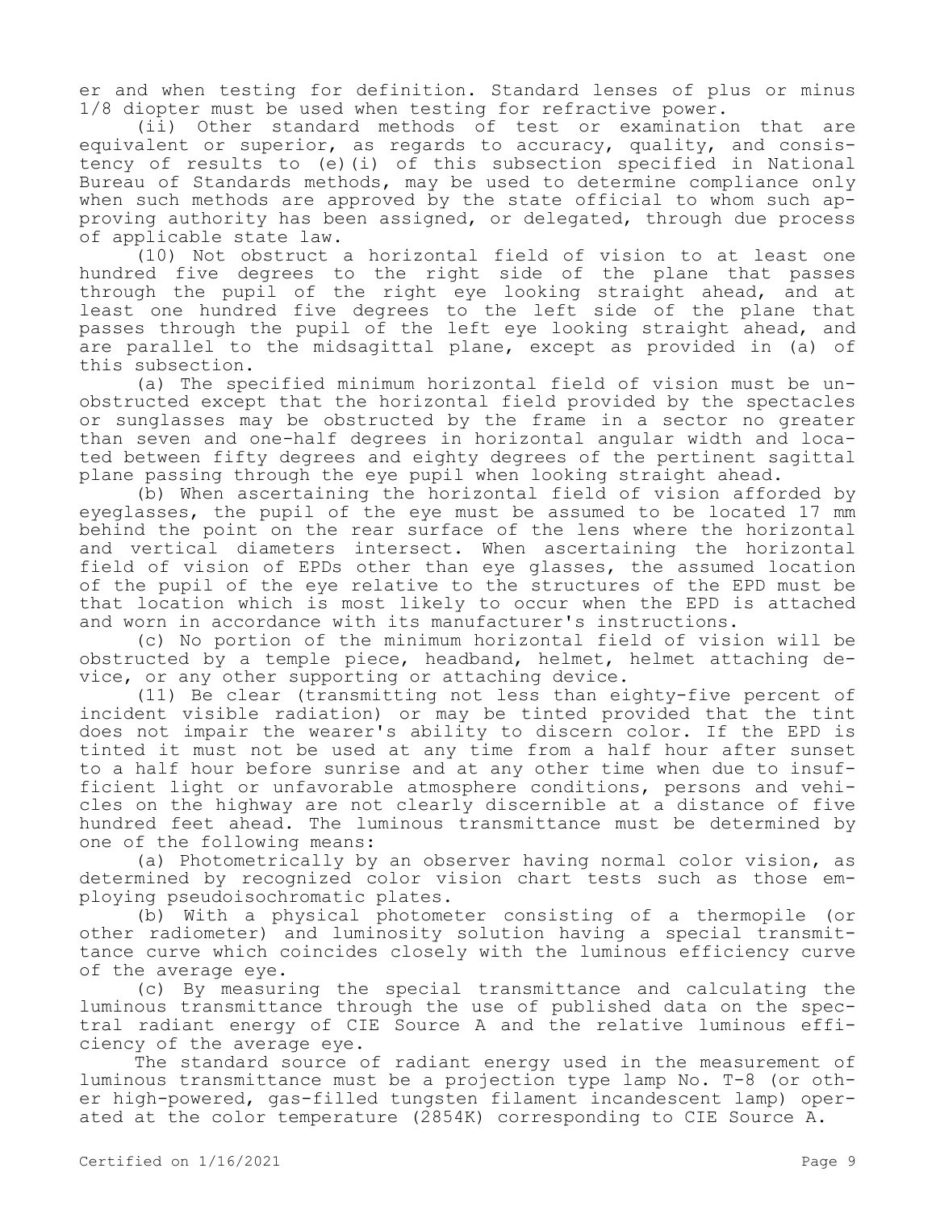er and when testing for definition. Standard lenses of plus or minus 1/8 diopter must be used when testing for refractive power.

(ii) Other standard methods of test or examination that are equivalent or superior, as regards to accuracy, quality, and consistency of results to (e)(i) of this subsection specified in National Bureau of Standards methods, may be used to determine compliance only when such methods are approved by the state official to whom such approving authority has been assigned, or delegated, through due process of applicable state law.

(10) Not obstruct a horizontal field of vision to at least one hundred five degrees to the right side of the plane that passes through the pupil of the right eye looking straight ahead, and at least one hundred five degrees to the left side of the plane that passes through the pupil of the left eye looking straight ahead, and are parallel to the midsagittal plane, except as provided in (a) of this subsection.

(a) The specified minimum horizontal field of vision must be unobstructed except that the horizontal field provided by the spectacles or sunglasses may be obstructed by the frame in a sector no greater than seven and one-half degrees in horizontal angular width and located between fifty degrees and eighty degrees of the pertinent sagittal plane passing through the eye pupil when looking straight ahead.

(b) When ascertaining the horizontal field of vision afforded by eyeglasses, the pupil of the eye must be assumed to be located 17 mm behind the point on the rear surface of the lens where the horizontal and vertical diameters intersect. When ascertaining the horizontal field of vision of EPDs other than eye glasses, the assumed location of the pupil of the eye relative to the structures of the EPD must be that location which is most likely to occur when the EPD is attached and worn in accordance with its manufacturer's instructions.

(c) No portion of the minimum horizontal field of vision will be obstructed by a temple piece, headband, helmet, helmet attaching device, or any other supporting or attaching device.

(11) Be clear (transmitting not less than eighty-five percent of incident visible radiation) or may be tinted provided that the tint does not impair the wearer's ability to discern color. If the EPD is tinted it must not be used at any time from a half hour after sunset to a half hour before sunrise and at any other time when due to insufficient light or unfavorable atmosphere conditions, persons and vehicles on the highway are not clearly discernible at a distance of five hundred feet ahead. The luminous transmittance must be determined by one of the following means:

(a) Photometrically by an observer having normal color vision, as determined by recognized color vision chart tests such as those employing pseudoisochromatic plates.

(b) With a physical photometer consisting of a thermopile (or other radiometer) and luminosity solution having a special transmittance curve which coincides closely with the luminous efficiency curve of the average eye.

(c) By measuring the special transmittance and calculating the luminous transmittance through the use of published data on the spectral radiant energy of CIE Source A and the relative luminous efficiency of the average eye.

The standard source of radiant energy used in the measurement of luminous transmittance must be a projection type lamp No. T-8 (or other high-powered, gas-filled tungsten filament incandescent lamp) operated at the color temperature (2854K) corresponding to CIE Source A.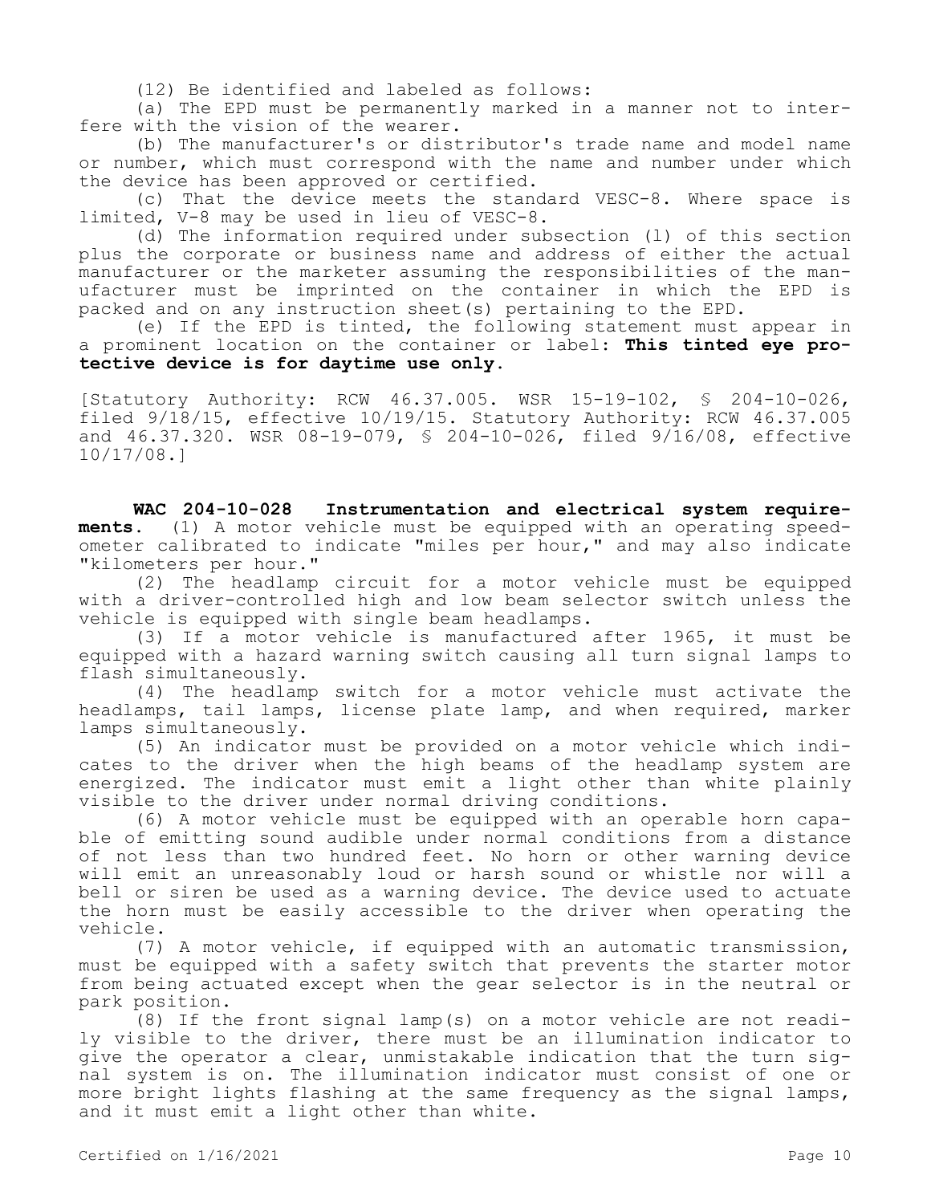(12) Be identified and labeled as follows:

(a) The EPD must be permanently marked in a manner not to interfere with the vision of the wearer.

(b) The manufacturer's or distributor's trade name and model name or number, which must correspond with the name and number under which the device has been approved or certified.

(c) That the device meets the standard VESC-8. Where space is limited, V-8 may be used in lieu of VESC-8.

(d) The information required under subsection (1) of this section plus the corporate or business name and address of either the actual manufacturer or the marketer assuming the responsibilities of the manufacturer must be imprinted on the container in which the EPD is packed and on any instruction sheet(s) pertaining to the EPD.

(e) If the EPD is tinted, the following statement must appear in a prominent location on the container or label: **This tinted eye protective device is for daytime use only.**

[Statutory Authority: RCW 46.37.005. WSR 15-19-102, § 204-10-026, filed 9/18/15, effective 10/19/15. Statutory Authority: RCW 46.37.005 and 46.37.320. WSR 08-19-079, § 204-10-026, filed 9/16/08, effective 10/17/08.]

**WAC 204-10-028 Instrumentation and electrical system requirements.** (1) A motor vehicle must be equipped with an operating speedometer calibrated to indicate "miles per hour," and may also indicate "kilometers per hour."

(2) The headlamp circuit for a motor vehicle must be equipped with a driver-controlled high and low beam selector switch unless the vehicle is equipped with single beam headlamps.

(3) If a motor vehicle is manufactured after 1965, it must be equipped with a hazard warning switch causing all turn signal lamps to flash simultaneously.

(4) The headlamp switch for a motor vehicle must activate the headlamps, tail lamps, license plate lamp, and when required, marker lamps simultaneously.

(5) An indicator must be provided on a motor vehicle which indicates to the driver when the high beams of the headlamp system are energized. The indicator must emit a light other than white plainly visible to the driver under normal driving conditions.

(6) A motor vehicle must be equipped with an operable horn capable of emitting sound audible under normal conditions from a distance of not less than two hundred feet. No horn or other warning device will emit an unreasonably loud or harsh sound or whistle nor will a bell or siren be used as a warning device. The device used to actuate the horn must be easily accessible to the driver when operating the vehicle.

(7) A motor vehicle, if equipped with an automatic transmission, must be equipped with a safety switch that prevents the starter motor from being actuated except when the gear selector is in the neutral or park position.

(8) If the front signal lamp(s) on a motor vehicle are not readily visible to the driver, there must be an illumination indicator to give the operator a clear, unmistakable indication that the turn signal system is on. The illumination indicator must consist of one or more bright lights flashing at the same frequency as the signal lamps, and it must emit a light other than white.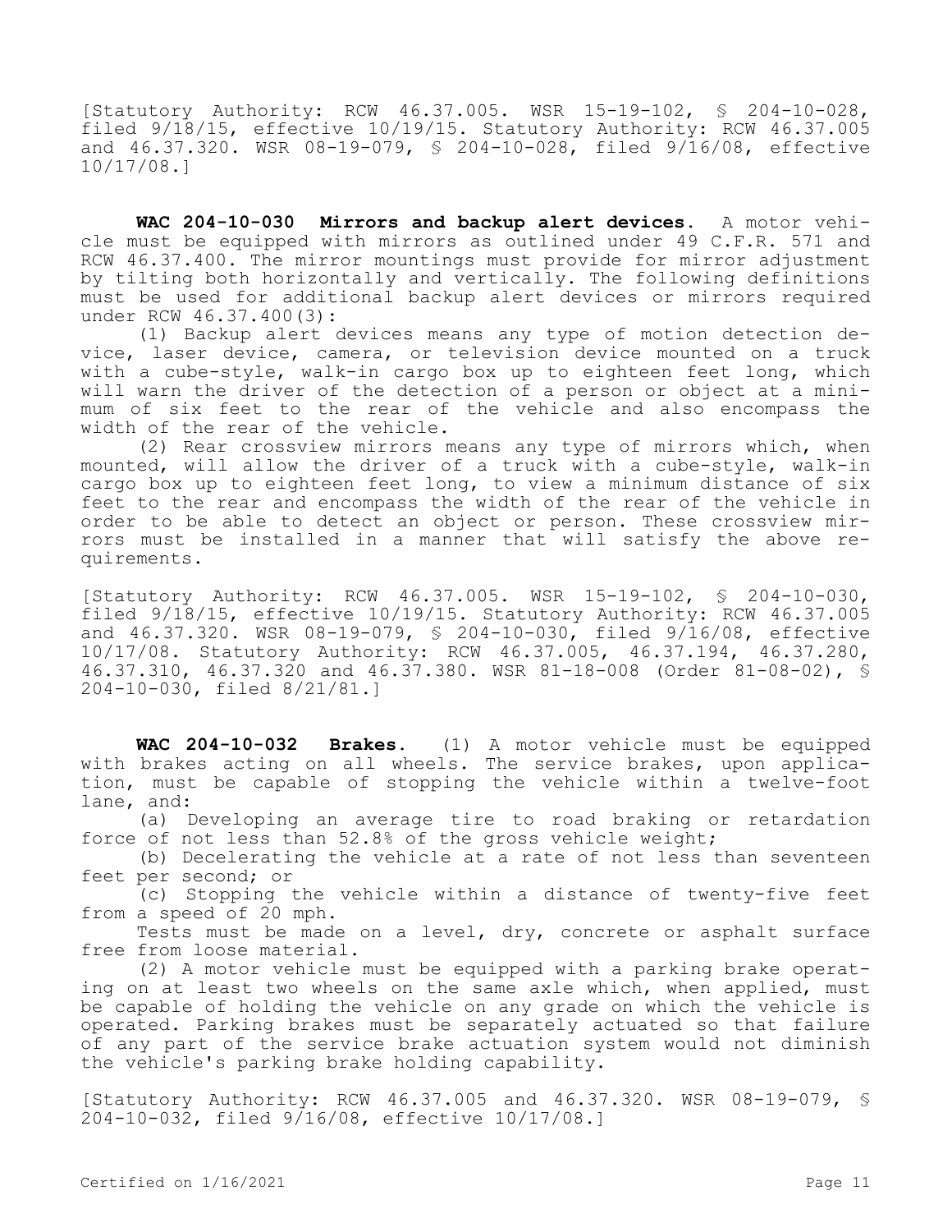[Statutory Authority: RCW 46.37.005. WSR 15-19-102, § 204-10-028, filed 9/18/15, effective 10/19/15. Statutory Authority: RCW 46.37.005 and 46.37.320. WSR 08-19-079, § 204-10-028, filed 9/16/08, effective 10/17/08.]

**WAC 204-10-030 Mirrors and backup alert devices.** A motor vehicle must be equipped with mirrors as outlined under 49 C.F.R. 571 and RCW 46.37.400. The mirror mountings must provide for mirror adjustment by tilting both horizontally and vertically. The following definitions must be used for additional backup alert devices or mirrors required under RCW 46.37.400(3):

(1) Backup alert devices means any type of motion detection device, laser device, camera, or television device mounted on a truck with a cube-style, walk-in cargo box up to eighteen feet long, which will warn the driver of the detection of a person or object at a minimum of six feet to the rear of the vehicle and also encompass the width of the rear of the vehicle.

(2) Rear crossview mirrors means any type of mirrors which, when mounted, will allow the driver of a truck with a cube-style, walk-in cargo box up to eighteen feet long, to view a minimum distance of six feet to the rear and encompass the width of the rear of the vehicle in order to be able to detect an object or person. These crossview mirrors must be installed in a manner that will satisfy the above requirements.

[Statutory Authority: RCW 46.37.005. WSR 15-19-102, § 204-10-030, filed 9/18/15, effective 10/19/15. Statutory Authority: RCW 46.37.005 and 46.37.320. WSR 08-19-079, § 204-10-030, filed 9/16/08, effective 10/17/08. Statutory Authority: RCW 46.37.005, 46.37.194, 46.37.280, 46.37.310, 46.37.320 and 46.37.380. WSR 81-18-008 (Order 81-08-02), § 204-10-030, filed 8/21/81.]

**WAC 204-10-032 Brakes.** (1) A motor vehicle must be equipped with brakes acting on all wheels. The service brakes, upon application, must be capable of stopping the vehicle within a twelve-foot lane, and:

(a) Developing an average tire to road braking or retardation force of not less than 52.8% of the gross vehicle weight;

(b) Decelerating the vehicle at a rate of not less than seventeen feet per second; or

(c) Stopping the vehicle within a distance of twenty-five feet from a speed of 20 mph.

Tests must be made on a level, dry, concrete or asphalt surface free from loose material.

(2) A motor vehicle must be equipped with a parking brake operating on at least two wheels on the same axle which, when applied, must be capable of holding the vehicle on any grade on which the vehicle is operated. Parking brakes must be separately actuated so that failure of any part of the service brake actuation system would not diminish the vehicle's parking brake holding capability.

[Statutory Authority: RCW 46.37.005 and 46.37.320. WSR 08-19-079, § 204-10-032, filed 9/16/08, effective 10/17/08.]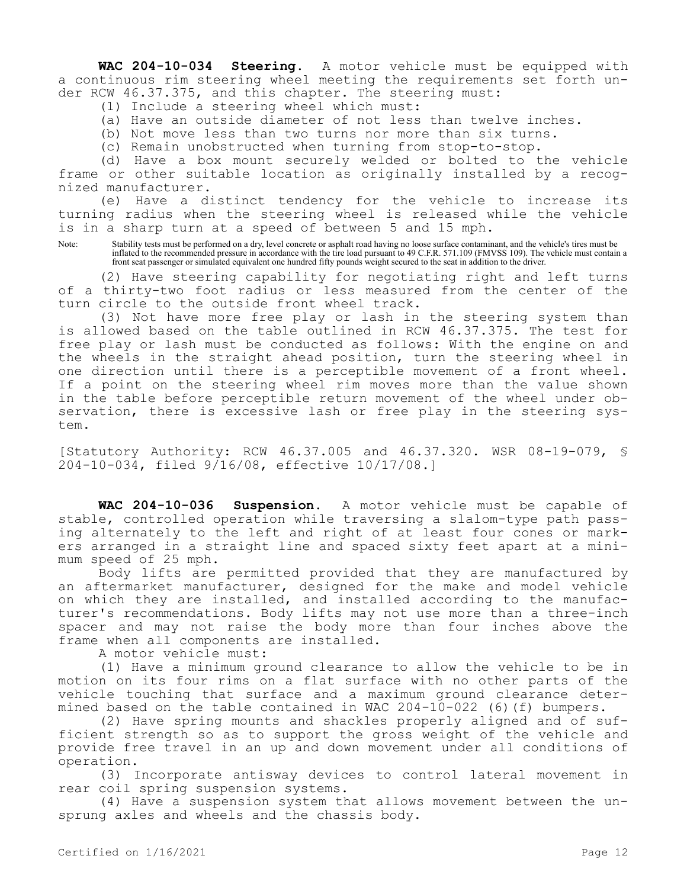**WAC 204-10-034 Steering.** A motor vehicle must be equipped with a continuous rim steering wheel meeting the requirements set forth under RCW 46.37.375, and this chapter. The steering must:

(1) Include a steering wheel which must:

(a) Have an outside diameter of not less than twelve inches.

(b) Not move less than two turns nor more than six turns.

(c) Remain unobstructed when turning from stop-to-stop.

(d) Have a box mount securely welded or bolted to the vehicle frame or other suitable location as originally installed by a recognized manufacturer.

(e) Have a distinct tendency for the vehicle to increase its turning radius when the steering wheel is released while the vehicle is in a sharp turn at a speed of between 5 and 15 mph.

Note: Stability tests must be performed on a dry, level concrete or asphalt road having no loose surface contaminant, and the vehicle's tires must be inflated to the recommended pressure in accordance with the tire load pursuant to 49 C.F.R. 571.109 (FMVSS 109). The vehicle must contain a front seat passenger or simulated equivalent one hundred fifty pounds weight secured to the seat in addition to the driver.

(2) Have steering capability for negotiating right and left turns of a thirty-two foot radius or less measured from the center of the turn circle to the outside front wheel track.

(3) Not have more free play or lash in the steering system than is allowed based on the table outlined in RCW 46.37.375. The test for free play or lash must be conducted as follows: With the engine on and the wheels in the straight ahead position, turn the steering wheel in one direction until there is a perceptible movement of a front wheel. If a point on the steering wheel rim moves more than the value shown in the table before perceptible return movement of the wheel under observation, there is excessive lash or free play in the steering system.

[Statutory Authority: RCW 46.37.005 and 46.37.320. WSR 08-19-079, § 204-10-034, filed 9/16/08, effective 10/17/08.]

**WAC 204-10-036 Suspension.** A motor vehicle must be capable of stable, controlled operation while traversing a slalom-type path passing alternately to the left and right of at least four cones or markers arranged in a straight line and spaced sixty feet apart at a minimum speed of 25 mph.

Body lifts are permitted provided that they are manufactured by an aftermarket manufacturer, designed for the make and model vehicle on which they are installed, and installed according to the manufacturer's recommendations. Body lifts may not use more than a three-inch spacer and may not raise the body more than four inches above the frame when all components are installed.

A motor vehicle must:

(1) Have a minimum ground clearance to allow the vehicle to be in motion on its four rims on a flat surface with no other parts of the vehicle touching that surface and a maximum ground clearance determined based on the table contained in WAC 204-10-022 (6)(f) bumpers.

(2) Have spring mounts and shackles properly aligned and of sufficient strength so as to support the gross weight of the vehicle and provide free travel in an up and down movement under all conditions of operation.

(3) Incorporate antisway devices to control lateral movement in rear coil spring suspension systems.

(4) Have a suspension system that allows movement between the unsprung axles and wheels and the chassis body.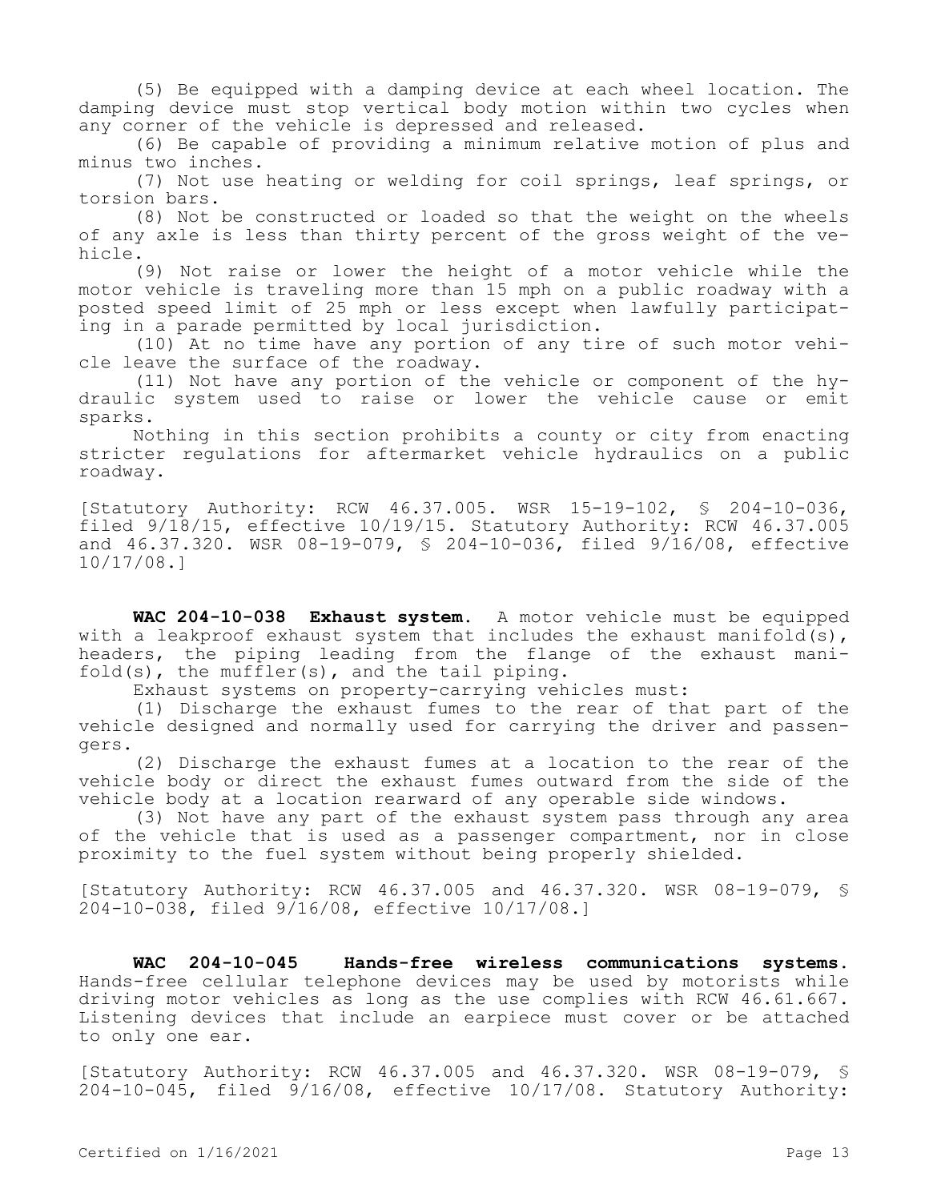(5) Be equipped with a damping device at each wheel location. The damping device must stop vertical body motion within two cycles when any corner of the vehicle is depressed and released.

(6) Be capable of providing a minimum relative motion of plus and minus two inches.

(7) Not use heating or welding for coil springs, leaf springs, or torsion bars.

(8) Not be constructed or loaded so that the weight on the wheels of any axle is less than thirty percent of the gross weight of the vehicle.

(9) Not raise or lower the height of a motor vehicle while the motor vehicle is traveling more than 15 mph on a public roadway with a posted speed limit of 25 mph or less except when lawfully participating in a parade permitted by local jurisdiction.

(10) At no time have any portion of any tire of such motor vehicle leave the surface of the roadway.

(11) Not have any portion of the vehicle or component of the hydraulic system used to raise or lower the vehicle cause or emit sparks.

Nothing in this section prohibits a county or city from enacting stricter regulations for aftermarket vehicle hydraulics on a public roadway.

[Statutory Authority: RCW 46.37.005. WSR 15-19-102, § 204-10-036, filed 9/18/15, effective 10/19/15. Statutory Authority: RCW 46.37.005 and 46.37.320. WSR 08-19-079, § 204-10-036, filed 9/16/08, effective 10/17/08.]

**WAC 204-10-038 Exhaust system.** A motor vehicle must be equipped with a leakproof exhaust system that includes the exhaust manifold(s), headers, the piping leading from the flange of the exhaust manifold(s), the muffler(s), and the tail piping.

Exhaust systems on property-carrying vehicles must:

(1) Discharge the exhaust fumes to the rear of that part of the vehicle designed and normally used for carrying the driver and passengers.

(2) Discharge the exhaust fumes at a location to the rear of the vehicle body or direct the exhaust fumes outward from the side of the vehicle body at a location rearward of any operable side windows.

(3) Not have any part of the exhaust system pass through any area of the vehicle that is used as a passenger compartment, nor in close proximity to the fuel system without being properly shielded.

[Statutory Authority: RCW 46.37.005 and 46.37.320. WSR 08-19-079, § 204-10-038, filed 9/16/08, effective 10/17/08.]

**WAC 204-10-045 Hands-free wireless communications systems.** Hands-free cellular telephone devices may be used by motorists while driving motor vehicles as long as the use complies with RCW 46.61.667. Listening devices that include an earpiece must cover or be attached to only one ear.

[Statutory Authority: RCW 46.37.005 and 46.37.320. WSR 08-19-079, § 204-10-045, filed 9/16/08, effective 10/17/08. Statutory Authority: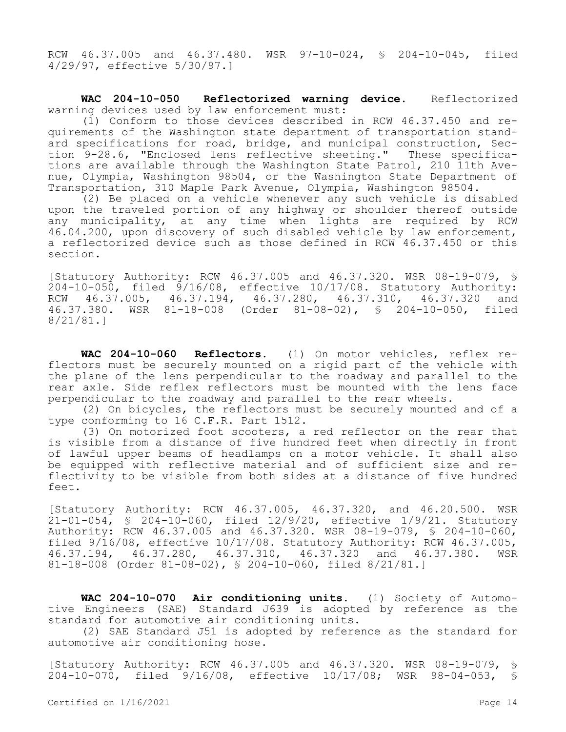RCW 46.37.005 and 46.37.480. WSR 97-10-024, § 204-10-045, filed 4/29/97, effective 5/30/97.]

**WAC 204-10-050 Reflectorized warning device.** Reflectorized warning devices used by law enforcement must:

(1) Conform to those devices described in RCW 46.37.450 and requirements of the Washington state department of transportation standard specifications for road, bridge, and municipal construction, Section 9-28.6, "Enclosed lens reflective sheeting." These specifications are available through the Washington State Patrol, 210 11th Avenue, Olympia, Washington 98504, or the Washington State Department of Transportation, 310 Maple Park Avenue, Olympia, Washington 98504.

(2) Be placed on a vehicle whenever any such vehicle is disabled upon the traveled portion of any highway or shoulder thereof outside any municipality, at any time when lights are required by RCW 46.04.200, upon discovery of such disabled vehicle by law enforcement, a reflectorized device such as those defined in RCW 46.37.450 or this section.

[Statutory Authority: RCW 46.37.005 and 46.37.320. WSR 08-19-079, § 204-10-050, filed 9/16/08, effective 10/17/08. Statutory Authority: RCW 46.37.005, 46.37.194, 46.37.280, 46.37.310, 46.37.320 and 46.37.380. WSR 81-18-008 (Order 81-08-02), § 204-10-050, filed 8/21/81.]

**WAC 204-10-060 Reflectors.** (1) On motor vehicles, reflex reflectors must be securely mounted on a rigid part of the vehicle with the plane of the lens perpendicular to the roadway and parallel to the rear axle. Side reflex reflectors must be mounted with the lens face perpendicular to the roadway and parallel to the rear wheels.

(2) On bicycles, the reflectors must be securely mounted and of a type conforming to 16 C.F.R. Part 1512.

(3) On motorized foot scooters, a red reflector on the rear that is visible from a distance of five hundred feet when directly in front of lawful upper beams of headlamps on a motor vehicle. It shall also be equipped with reflective material and of sufficient size and reflectivity to be visible from both sides at a distance of five hundred feet.

[Statutory Authority: RCW 46.37.005, 46.37.320, and 46.20.500. WSR 21-01-054, § 204-10-060, filed 12/9/20, effective 1/9/21. Statutory Authority: RCW 46.37.005 and 46.37.320. WSR 08-19-079, § 204-10-060, filed 9/16/08, effective 10/17/08. Statutory Authority: RCW 46.37.005, 46.37.194, 46.37.280, 46.37.310, 46.37.320 and 46.37.380. WSR 81-18-008 (Order 81-08-02), § 204-10-060, filed 8/21/81.]

**WAC 204-10-070 Air conditioning units.** (1) Society of Automotive Engineers (SAE) Standard J639 is adopted by reference as the standard for automotive air conditioning units.

(2) SAE Standard J51 is adopted by reference as the standard for automotive air conditioning hose.

[Statutory Authority: RCW 46.37.005 and 46.37.320. WSR 08-19-079, § 204-10-070, filed 9/16/08, effective 10/17/08; WSR 98-04-053, §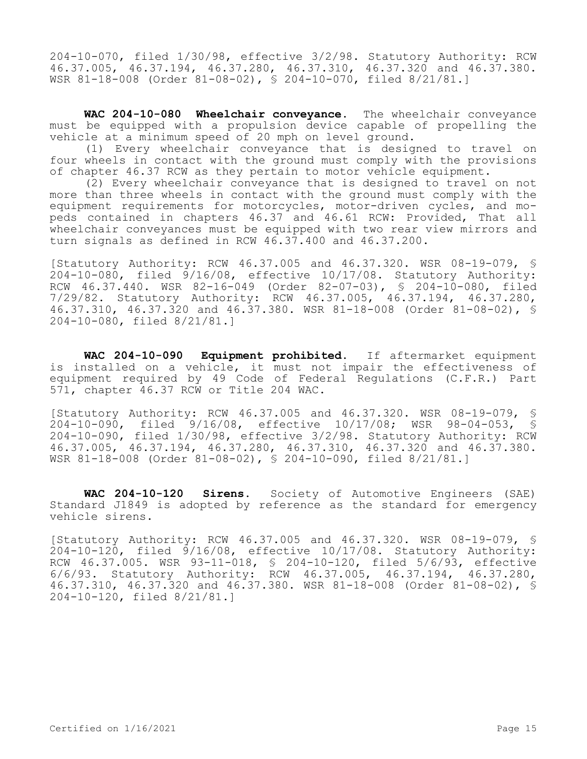204-10-070, filed 1/30/98, effective 3/2/98. Statutory Authority: RCW 46.37.005, 46.37.194, 46.37.280, 46.37.310, 46.37.320 and 46.37.380. WSR 81-18-008 (Order 81-08-02), § 204-10-070, filed 8/21/81.]

**WAC 204-10-080 Wheelchair conveyance.** The wheelchair conveyance must be equipped with a propulsion device capable of propelling the vehicle at a minimum speed of 20 mph on level ground.

(1) Every wheelchair conveyance that is designed to travel on four wheels in contact with the ground must comply with the provisions of chapter 46.37 RCW as they pertain to motor vehicle equipment.

(2) Every wheelchair conveyance that is designed to travel on not more than three wheels in contact with the ground must comply with the equipment requirements for motorcycles, motor-driven cycles, and mopeds contained in chapters 46.37 and 46.61 RCW: Provided, That all wheelchair conveyances must be equipped with two rear view mirrors and turn signals as defined in RCW 46.37.400 and 46.37.200.

[Statutory Authority: RCW 46.37.005 and 46.37.320. WSR 08-19-079, § 204-10-080, filed 9/16/08, effective 10/17/08. Statutory Authority: RCW 46.37.440. WSR 82-16-049 (Order 82-07-03), § 204-10-080, filed 7/29/82. Statutory Authority: RCW 46.37.005, 46.37.194, 46.37.280, 46.37.310, 46.37.320 and 46.37.380. WSR 81-18-008 (Order 81-08-02), § 204-10-080, filed 8/21/81.]

**WAC 204-10-090 Equipment prohibited.** If aftermarket equipment is installed on a vehicle, it must not impair the effectiveness of equipment required by 49 Code of Federal Regulations (C.F.R.) Part 571, chapter 46.37 RCW or Title 204 WAC.

[Statutory Authority: RCW 46.37.005 and 46.37.320. WSR 08-19-079, § 204-10-090, filed 9/16/08, effective 10/17/08; WSR 98-04-053, § 204-10-090, filed 1/30/98, effective 3/2/98. Statutory Authority: RCW 46.37.005, 46.37.194, 46.37.280, 46.37.310, 46.37.320 and 46.37.380. WSR 81-18-008 (Order 81-08-02), § 204-10-090, filed 8/21/81.]

**WAC 204-10-120 Sirens.** Society of Automotive Engineers (SAE) Standard J1849 is adopted by reference as the standard for emergency vehicle sirens.

[Statutory Authority: RCW 46.37.005 and 46.37.320. WSR 08-19-079, § 204-10-120, filed 9/16/08, effective 10/17/08. Statutory Authority: RCW 46.37.005. WSR 93-11-018, § 204-10-120, filed 5/6/93, effective 6/6/93. Statutory Authority: RCW 46.37.005, 46.37.194, 46.37.280, 46.37.310, 46.37.320 and 46.37.380. WSR 81-18-008 (Order 81-08-02), § 204-10-120, filed 8/21/81.]